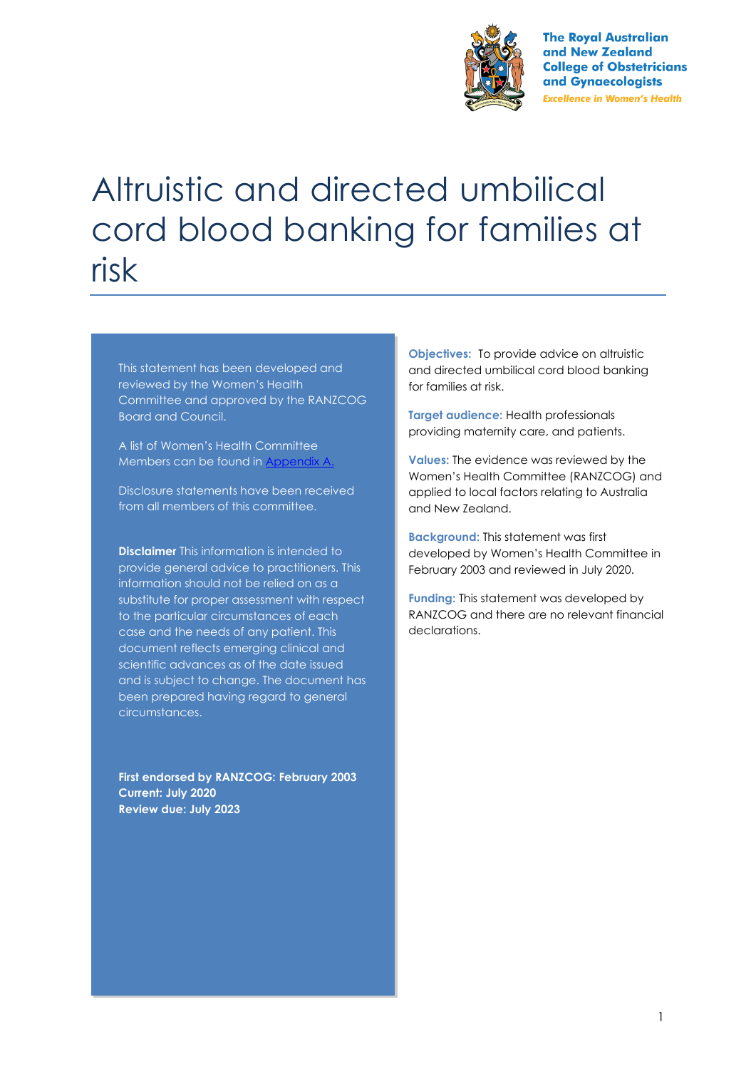The Royal Australian and New Zealand College of Obstetricians and Gynaecologists

*Excellence in Women's Health*

# Altruistic and directed umbilical cord blood banking for families at risk

This statement has been developed and reviewed by the Women's Health Committee and approved by the RANZCOG Board and Council.

A list of Women's Health Committee Members can be found in Appendix A.

Disclosure statements have been received from all members of this committee.

**Disclaimer** This information is intended to provide general advice to practitioners. This information should not be relied on as a substitute for proper assessment with respect to the particular circumstances of each case and the needs of any patient. This document reflects emerging clinical and scientific advances as of the date issued and is subject to change. The document has been prepared having regard to general circumstances.

**First endorsed by RANZCOG: February 2003**
**Current: July 2020**
**Review due: July 2023**

**Objectives:** To provide advice on altruistic and directed umbilical cord blood banking for families at risk.

**Target audience:** Health professionals providing maternity care, and patients.

**Values:** The evidence was reviewed by the Women's Health Committee (RANZCOG) and applied to local factors relating to Australia and New Zealand.

**Background:** This statement was first developed by Women's Health Committee in February 2003 and reviewed in July 2020.

**Funding:** This statement was developed by RANZCOG and there are no relevant financial declarations.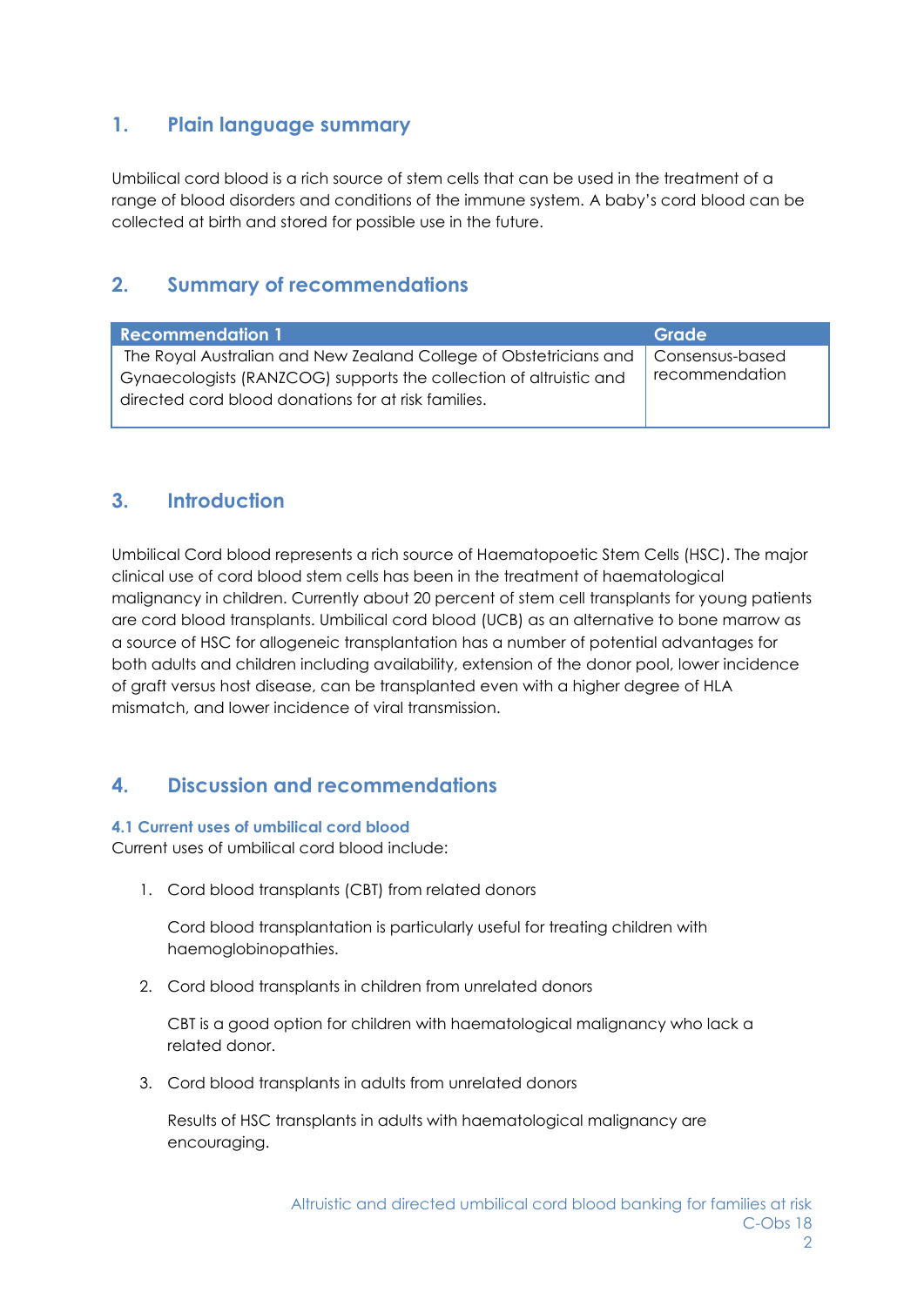## 1. Plain language summary

Umbilical cord blood is a rich source of stem cells that can be used in the treatment of a range of blood disorders and conditions of the immune system. A baby's cord blood can be collected at birth and stored for possible use in the future.

## 2. Summary of recommendations

| Recommendation 1 | Grade |
| --- | --- |
| The Royal Australian and New Zealand College of Obstetricians and Gynaecologists (RANZCOG) supports the collection of altruistic and directed cord blood donations for at risk families. | Consensus-based recommendation |

## 3. Introduction

Umbilical Cord blood represents a rich source of Haematopoetic Stem Cells (HSC). The major clinical use of cord blood stem cells has been in the treatment of haematological malignancy in children. Currently about 20 percent of stem cell transplants for young patients are cord blood transplants. Umbilical cord blood (UCB) as an alternative to bone marrow as a source of HSC for allogeneic transplantation has a number of potential advantages for both adults and children including availability, extension of the donor pool, lower incidence of graft versus host disease, can be transplanted even with a higher degree of HLA mismatch, and lower incidence of viral transmission.

## 4. Discussion and recommendations

### 4.1 Current uses of umbilical cord blood

Current uses of umbilical cord blood include:

1. Cord blood transplants (CBT) from related donors

   Cord blood transplantation is particularly useful for treating children with haemoglobinopathies.

2. Cord blood transplants in children from unrelated donors

   CBT is a good option for children with haematological malignancy who lack a related donor.

3. Cord blood transplants in adults from unrelated donors

   Results of HSC transplants in adults with haematological malignancy are encouraging.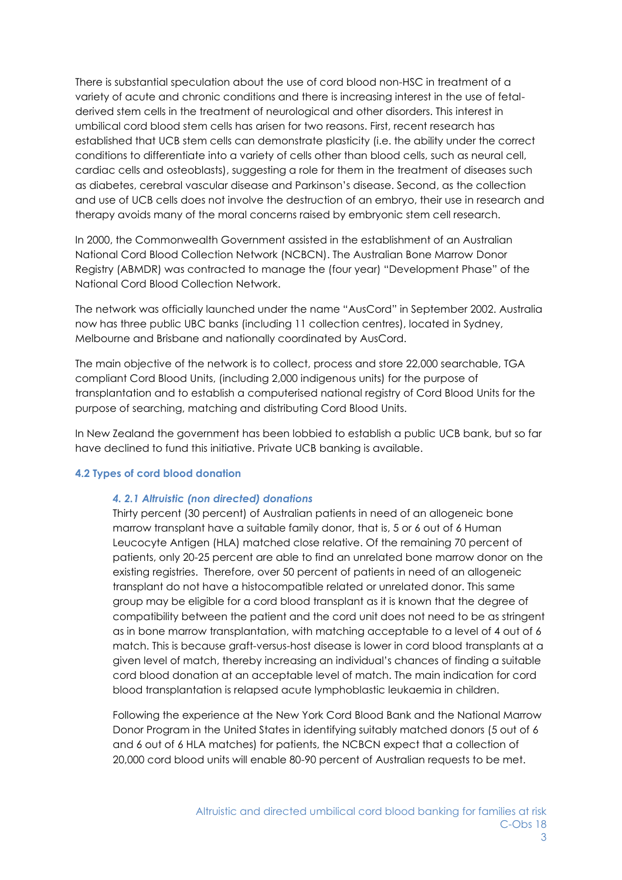There is substantial speculation about the use of cord blood non-HSC in treatment of a variety of acute and chronic conditions and there is increasing interest in the use of fetal-derived stem cells in the treatment of neurological and other disorders. This interest in umbilical cord blood stem cells has arisen for two reasons. First, recent research has established that UCB stem cells can demonstrate plasticity (i.e. the ability under the correct conditions to differentiate into a variety of cells other than blood cells, such as neural cell, cardiac cells and osteoblasts), suggesting a role for them in the treatment of diseases such as diabetes, cerebral vascular disease and Parkinson's disease. Second, as the collection and use of UCB cells does not involve the destruction of an embryo, their use in research and therapy avoids many of the moral concerns raised by embryonic stem cell research.

In 2000, the Commonwealth Government assisted in the establishment of an Australian National Cord Blood Collection Network (NCBCN). The Australian Bone Marrow Donor Registry (ABMDR) was contracted to manage the (four year) "Development Phase" of the National Cord Blood Collection Network.

The network was officially launched under the name "AusCord" in September 2002. Australia now has three public UBC banks (including 11 collection centres), located in Sydney, Melbourne and Brisbane and nationally coordinated by AusCord.

The main objective of the network is to collect, process and store 22,000 searchable, TGA compliant Cord Blood Units, (including 2,000 indigenous units) for the purpose of transplantation and to establish a computerised national registry of Cord Blood Units for the purpose of searching, matching and distributing Cord Blood Units.

In New Zealand the government has been lobbied to establish a public UCB bank, but so far have declined to fund this initiative. Private UCB banking is available.

### 4.2 Types of cord blood donation

#### *4. 2.1 Altruistic (non directed) donations*

Thirty percent (30 percent) of Australian patients in need of an allogeneic bone marrow transplant have a suitable family donor, that is, 5 or 6 out of 6 Human Leucocyte Antigen (HLA) matched close relative. Of the remaining 70 percent of patients, only 20-25 percent are able to find an unrelated bone marrow donor on the existing registries. Therefore, over 50 percent of patients in need of an allogeneic transplant do not have a histocompatible related or unrelated donor. This same group may be eligible for a cord blood transplant as it is known that the degree of compatibility between the patient and the cord unit does not need to be as stringent as in bone marrow transplantation, with matching acceptable to a level of 4 out of 6 match. This is because graft-versus-host disease is lower in cord blood transplants at a given level of match, thereby increasing an individual's chances of finding a suitable cord blood donation at an acceptable level of match. The main indication for cord blood transplantation is relapsed acute lymphoblastic leukaemia in children.

Following the experience at the New York Cord Blood Bank and the National Marrow Donor Program in the United States in identifying suitably matched donors (5 out of 6 and 6 out of 6 HLA matches) for patients, the NCBCN expect that a collection of 20,000 cord blood units will enable 80-90 percent of Australian requests to be met.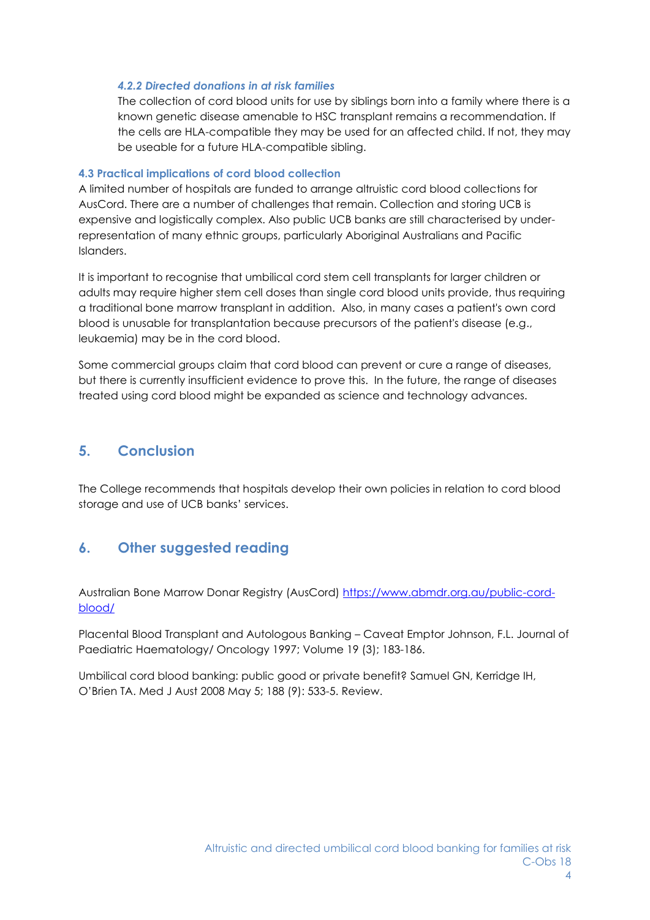#### *4.2.2 Directed donations in at risk families*

The collection of cord blood units for use by siblings born into a family where there is a known genetic disease amenable to HSC transplant remains a recommendation. If the cells are HLA-compatible they may be used for an affected child. If not, they may be useable for a future HLA-compatible sibling.

### 4.3 Practical implications of cord blood collection

A limited number of hospitals are funded to arrange altruistic cord blood collections for AusCord. There are a number of challenges that remain. Collection and storing UCB is expensive and logistically complex. Also public UCB banks are still characterised by under-representation of many ethnic groups, particularly Aboriginal Australians and Pacific Islanders.

It is important to recognise that umbilical cord stem cell transplants for larger children or adults may require higher stem cell doses than single cord blood units provide, thus requiring a traditional bone marrow transplant in addition. Also, in many cases a patient's own cord blood is unusable for transplantation because precursors of the patient's disease (e.g., leukaemia) may be in the cord blood.

Some commercial groups claim that cord blood can prevent or cure a range of diseases, but there is currently insufficient evidence to prove this. In the future, the range of diseases treated using cord blood might be expanded as science and technology advances.

## 5. Conclusion

The College recommends that hospitals develop their own policies in relation to cord blood storage and use of UCB banks' services.

## 6. Other suggested reading

Australian Bone Marrow Donar Registry (AusCord) [https://www.abmdr.org.au/public-cord-blood/](https://www.abmdr.org.au/public-cord-blood/)

Placental Blood Transplant and Autologous Banking – Caveat Emptor Johnson, F.L. Journal of Paediatric Haematology/ Oncology 1997; Volume 19 (3); 183-186.

Umbilical cord blood banking: public good or private benefit? Samuel GN, Kerridge IH, O'Brien TA. Med J Aust 2008 May 5; 188 (9): 533-5. Review.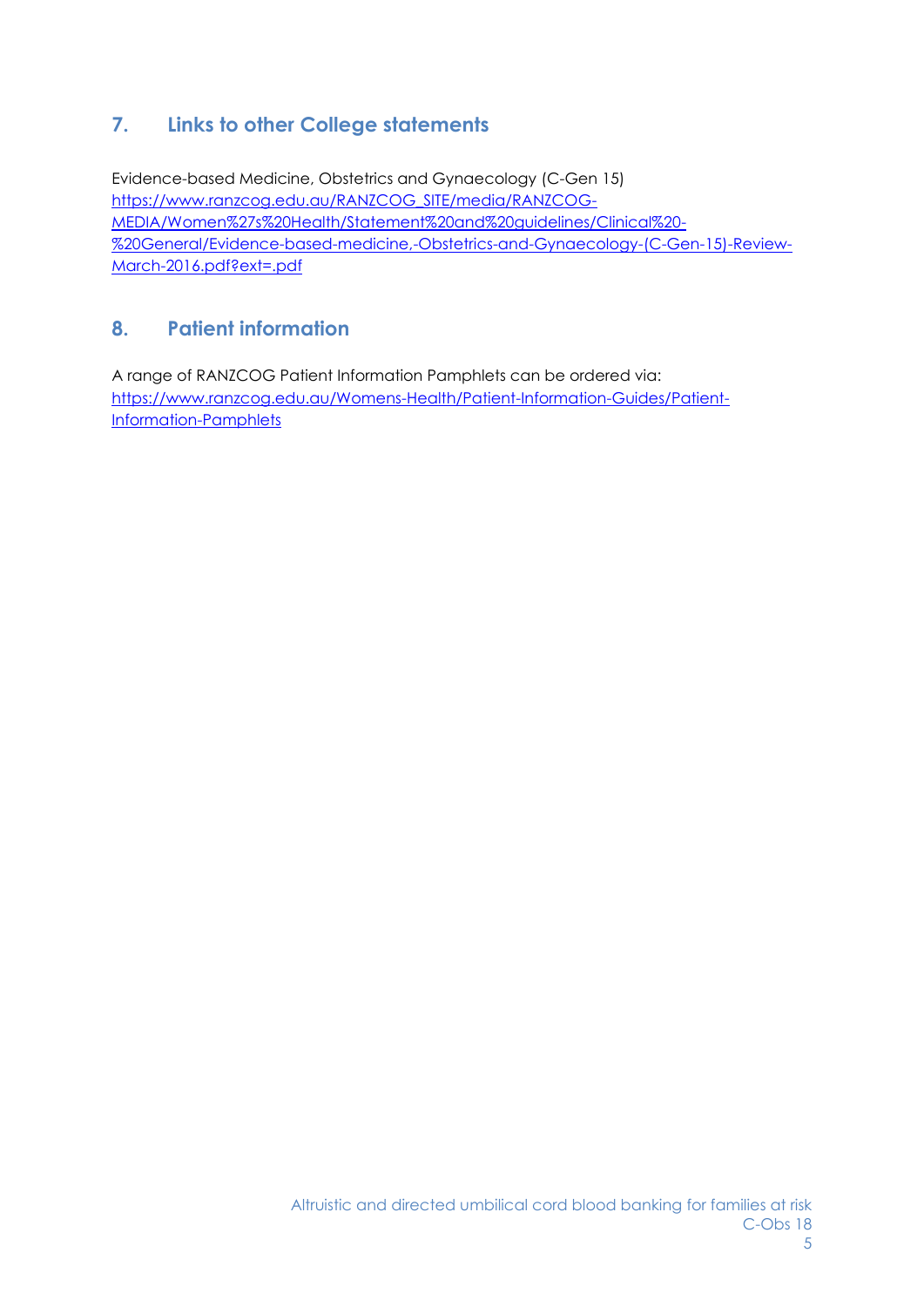## 7. Links to other College statements

Evidence-based Medicine, Obstetrics and Gynaecology (C-Gen 15)
https://www.ranzcog.edu.au/RANZCOG_SITE/media/RANZCOG-MEDIA/Women%27s%20Health/Statement%20and%20guidelines/Clinical%20-%20General/Evidence-based-medicine,-Obstetrics-and-Gynaecology-(C-Gen-15)-Review-March-2016.pdf?ext=.pdf

## 8. Patient information

A range of RANZCOG Patient Information Pamphlets can be ordered via:
https://www.ranzcog.edu.au/Womens-Health/Patient-Information-Guides/Patient-Information-Pamphlets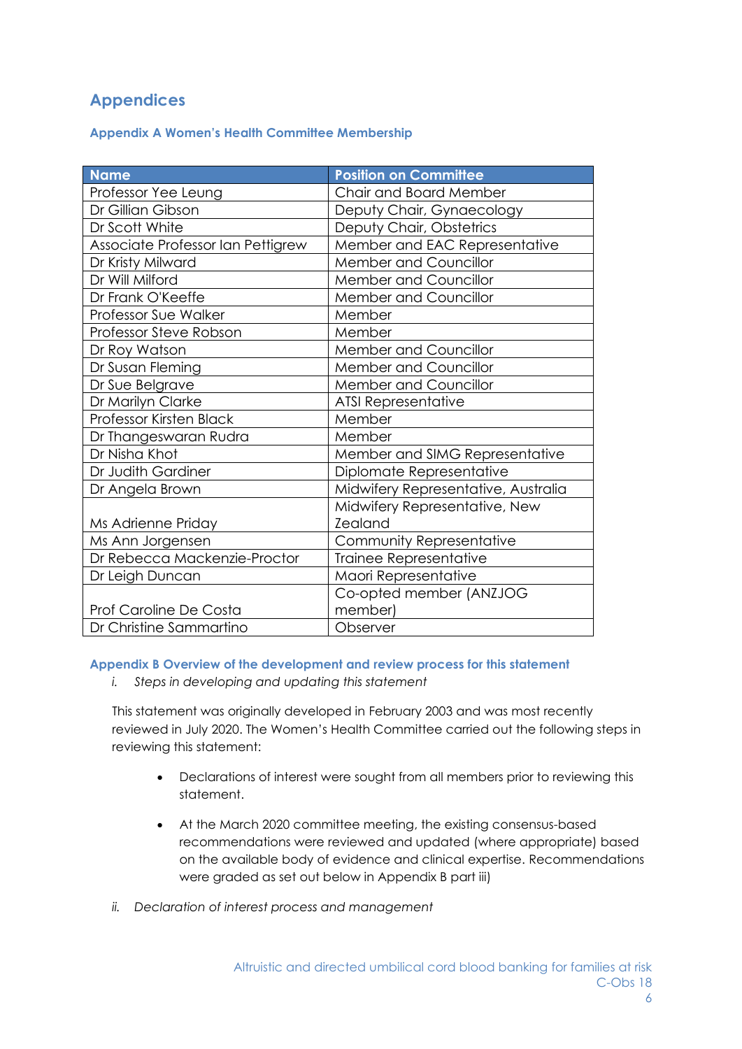## Appendices

### Appendix A Women's Health Committee Membership

| Name | Position on Committee |
|---|---|
| Professor Yee Leung | Chair and Board Member |
| Dr Gillian Gibson | Deputy Chair, Gynaecology |
| Dr Scott White | Deputy Chair, Obstetrics |
| Associate Professor Ian Pettigrew | Member and EAC Representative |
| Dr Kristy Milward | Member and Councillor |
| Dr Will Milford | Member and Councillor |
| Dr Frank O'Keeffe | Member and Councillor |
| Professor Sue Walker | Member |
| Professor Steve Robson | Member |
| Dr Roy Watson | Member and Councillor |
| Dr Susan Fleming | Member and Councillor |
| Dr Sue Belgrave | Member and Councillor |
| Dr Marilyn Clarke | ATSI Representative |
| Professor Kirsten Black | Member |
| Dr Thangeswaran Rudra | Member |
| Dr Nisha Khot | Member and SIMG Representative |
| Dr Judith Gardiner | Diplomate Representative |
| Dr Angela Brown | Midwifery Representative, Australia |
| Ms Adrienne Priday | Midwifery Representative, New Zealand |
| Ms Ann Jorgensen | Community Representative |
| Dr Rebecca Mackenzie-Proctor | Trainee Representative |
| Dr Leigh Duncan | Maori Representative |
| Prof Caroline De Costa | Co-opted member (ANZJOG member) |
| Dr Christine Sammartino | Observer |

### Appendix B Overview of the development and review process for this statement

i. *Steps in developing and updating this statement*

This statement was originally developed in February 2003 and was most recently reviewed in July 2020. The Women's Health Committee carried out the following steps in reviewing this statement:

- Declarations of interest were sought from all members prior to reviewing this statement.
- At the March 2020 committee meeting, the existing consensus-based recommendations were reviewed and updated (where appropriate) based on the available body of evidence and clinical expertise. Recommendations were graded as set out below in Appendix B part iii)

ii. *Declaration of interest process and management*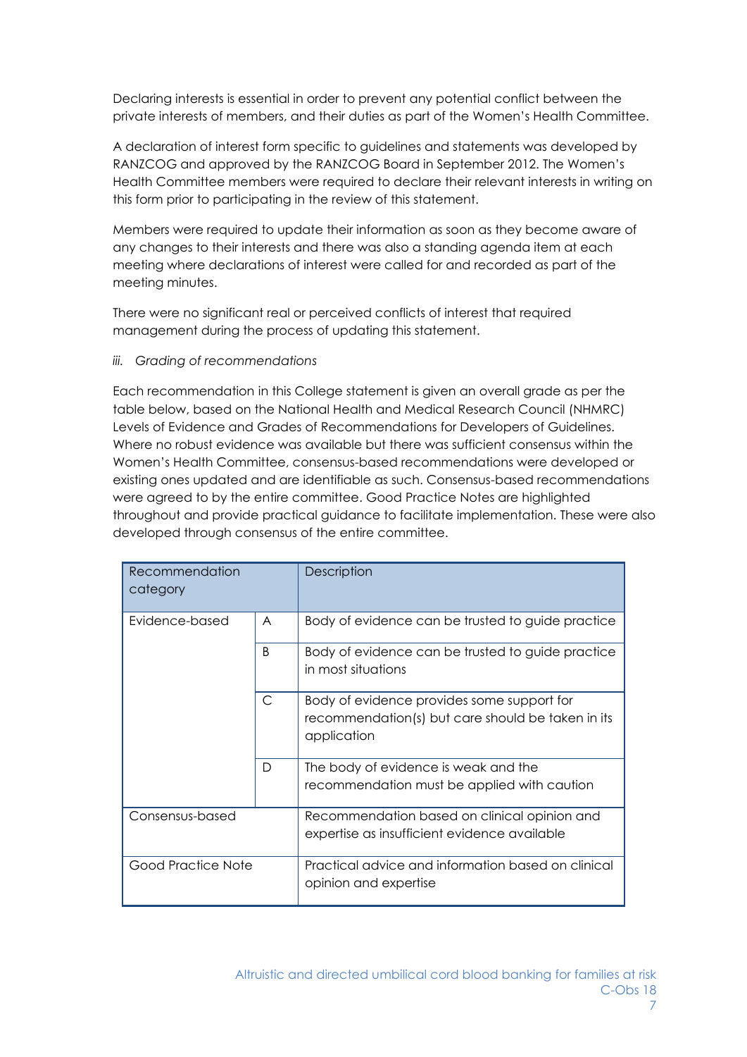Declaring interests is essential in order to prevent any potential conflict between the private interests of members, and their duties as part of the Women's Health Committee.

A declaration of interest form specific to guidelines and statements was developed by RANZCOG and approved by the RANZCOG Board in September 2012. The Women's Health Committee members were required to declare their relevant interests in writing on this form prior to participating in the review of this statement.

Members were required to update their information as soon as they become aware of any changes to their interests and there was also a standing agenda item at each meeting where declarations of interest were called for and recorded as part of the meeting minutes.

There were no significant real or perceived conflicts of interest that required management during the process of updating this statement.

*iii. Grading of recommendations*

Each recommendation in this College statement is given an overall grade as per the table below, based on the National Health and Medical Research Council (NHMRC) Levels of Evidence and Grades of Recommendations for Developers of Guidelines. Where no robust evidence was available but there was sufficient consensus within the Women's Health Committee, consensus-based recommendations were developed or existing ones updated and are identifiable as such. Consensus-based recommendations were agreed to by the entire committee. Good Practice Notes are highlighted throughout and provide practical guidance to facilitate implementation. These were also developed through consensus of the entire committee.

| Recommendation category | | Description |
|---|---|---|
| Evidence-based | A | Body of evidence can be trusted to guide practice |
| | B | Body of evidence can be trusted to guide practice in most situations |
| | C | Body of evidence provides some support for recommendation(s) but care should be taken in its application |
| | D | The body of evidence is weak and the recommendation must be applied with caution |
| Consensus-based | | Recommendation based on clinical opinion and expertise as insufficient evidence available |
| Good Practice Note | | Practical advice and information based on clinical opinion and expertise |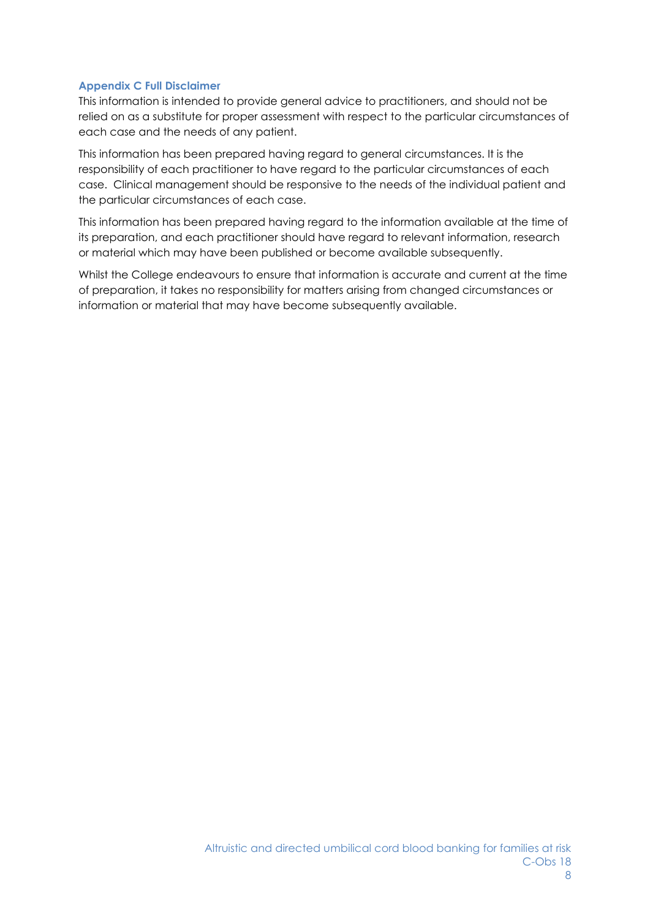### Appendix C Full Disclaimer

This information is intended to provide general advice to practitioners, and should not be relied on as a substitute for proper assessment with respect to the particular circumstances of each case and the needs of any patient.

This information has been prepared having regard to general circumstances. It is the responsibility of each practitioner to have regard to the particular circumstances of each case. Clinical management should be responsive to the needs of the individual patient and the particular circumstances of each case.

This information has been prepared having regard to the information available at the time of its preparation, and each practitioner should have regard to relevant information, research or material which may have been published or become available subsequently.

Whilst the College endeavours to ensure that information is accurate and current at the time of preparation, it takes no responsibility for matters arising from changed circumstances or information or material that may have become subsequently available.